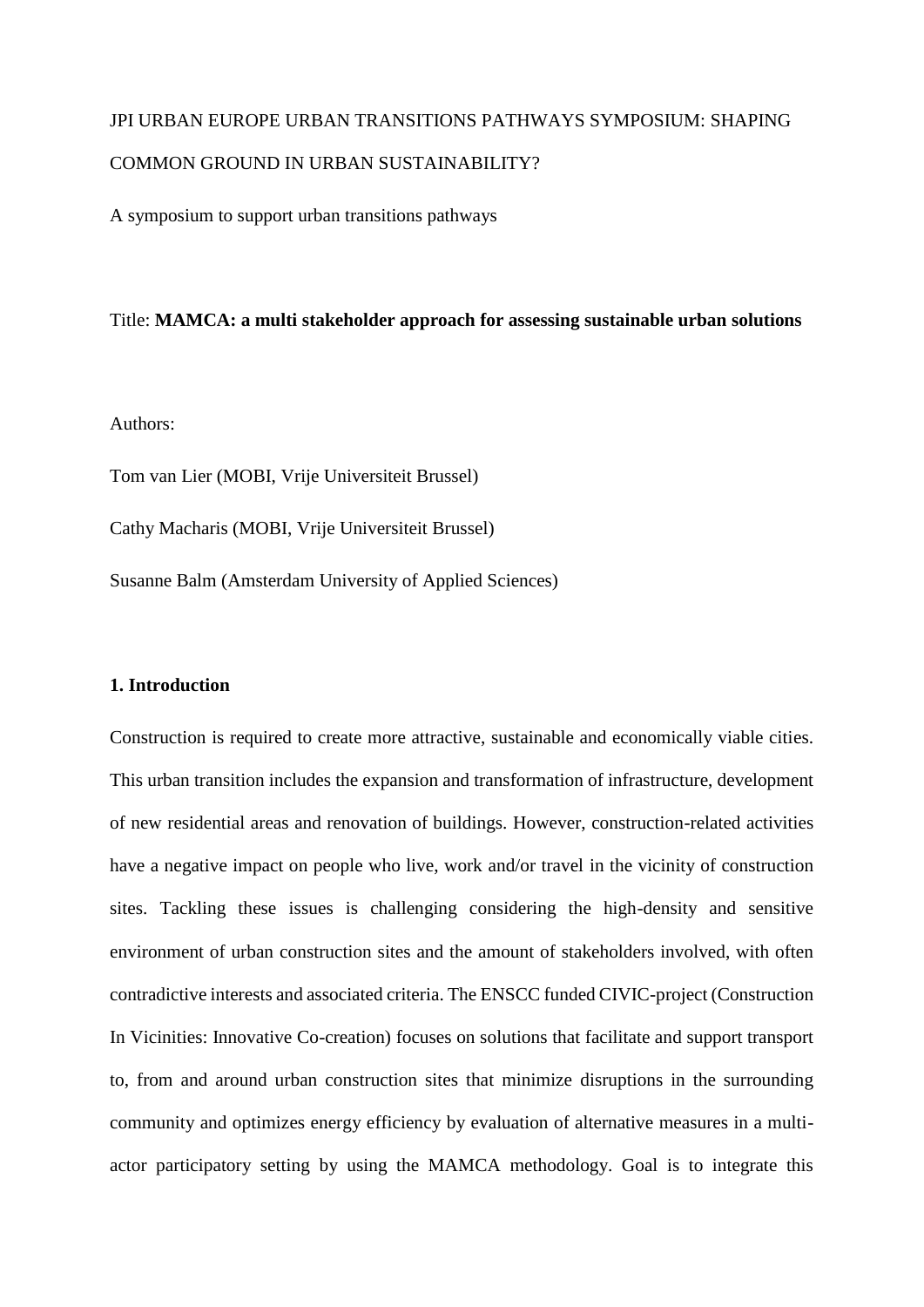JPI URBAN EUROPE URBAN TRANSITIONS PATHWAYS SYMPOSIUM: SHAPING COMMON GROUND IN URBAN SUSTAINABILITY?

A symposium to support urban transitions pathways

Title: **MAMCA: a multi stakeholder approach for assessing sustainable urban solutions**

Authors:

Tom van Lier (MOBI, Vrije Universiteit Brussel)

Cathy Macharis (MOBI, Vrije Universiteit Brussel)

Susanne Balm (Amsterdam University of Applied Sciences)

## 1. Introduction

Construction is required to create more attractive, sustainable and economically viable cities. This urban transition includes the expansion and transformation of infrastructure, development of new residential areas and renovation of buildings. However, construction-related activities have a negative impact on people who live, work and/or travel in the vicinity of construction sites. Tackling these issues is challenging considering the high-density and sensitive environment of urban construction sites and the amount of stakeholders involved, with often contradictive interests and associated criteria. The ENSCC funded CIVIC-project (Construction In Vicinities: Innovative Co-creation) focuses on solutions that facilitate and support transport to, from and around urban construction sites that minimize disruptions in the surrounding community and optimizes energy efficiency by evaluation of alternative measures in a multi-actor participatory setting by using the MAMCA methodology. Goal is to integrate this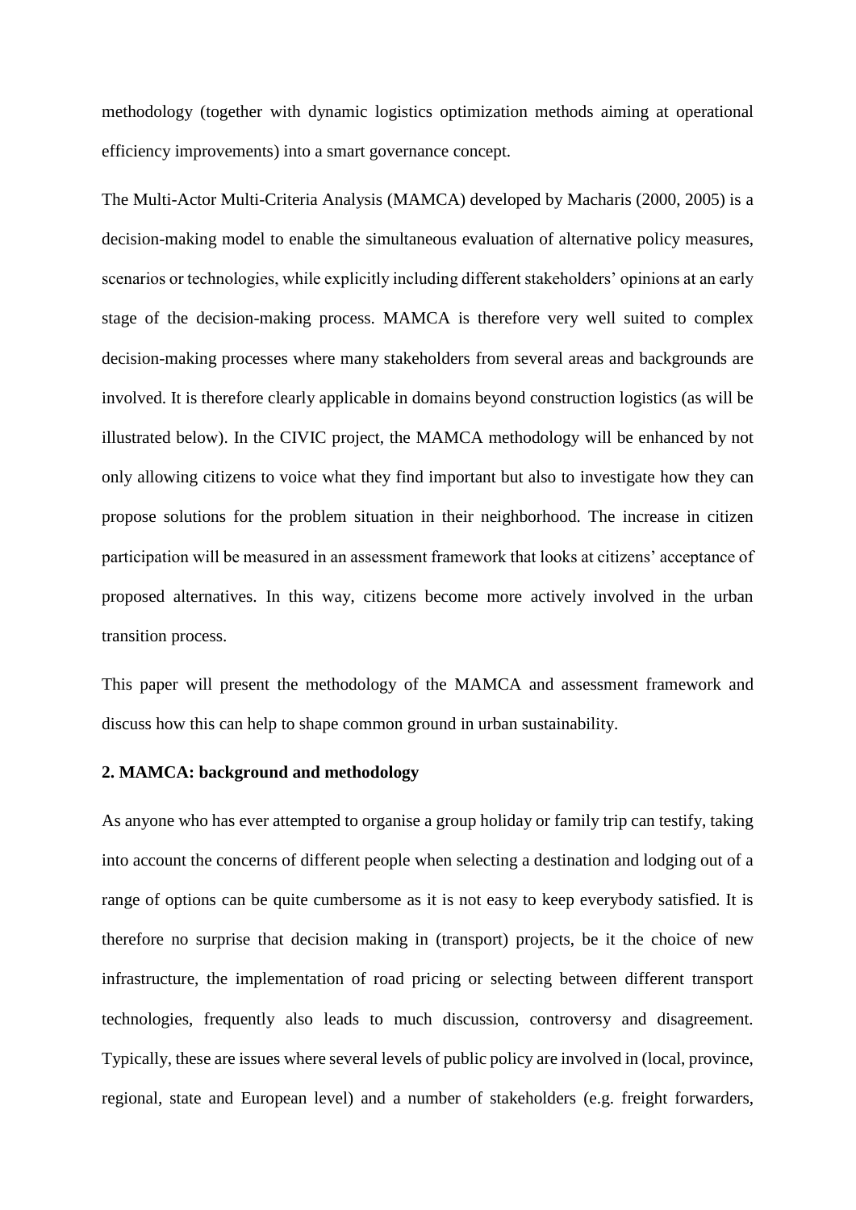methodology (together with dynamic logistics optimization methods aiming at operational efficiency improvements) into a smart governance concept.

The Multi-Actor Multi-Criteria Analysis (MAMCA) developed by Macharis (2000, 2005) is a decision-making model to enable the simultaneous evaluation of alternative policy measures, scenarios or technologies, while explicitly including different stakeholders' opinions at an early stage of the decision-making process. MAMCA is therefore very well suited to complex decision-making processes where many stakeholders from several areas and backgrounds are involved. It is therefore clearly applicable in domains beyond construction logistics (as will be illustrated below). In the CIVIC project, the MAMCA methodology will be enhanced by not only allowing citizens to voice what they find important but also to investigate how they can propose solutions for the problem situation in their neighborhood. The increase in citizen participation will be measured in an assessment framework that looks at citizens' acceptance of proposed alternatives. In this way, citizens become more actively involved in the urban transition process.

This paper will present the methodology of the MAMCA and assessment framework and discuss how this can help to shape common ground in urban sustainability.

## 2. MAMCA: background and methodology

As anyone who has ever attempted to organise a group holiday or family trip can testify, taking into account the concerns of different people when selecting a destination and lodging out of a range of options can be quite cumbersome as it is not easy to keep everybody satisfied. It is therefore no surprise that decision making in (transport) projects, be it the choice of new infrastructure, the implementation of road pricing or selecting between different transport technologies, frequently also leads to much discussion, controversy and disagreement. Typically, these are issues where several levels of public policy are involved in (local, province, regional, state and European level) and a number of stakeholders (e.g. freight forwarders,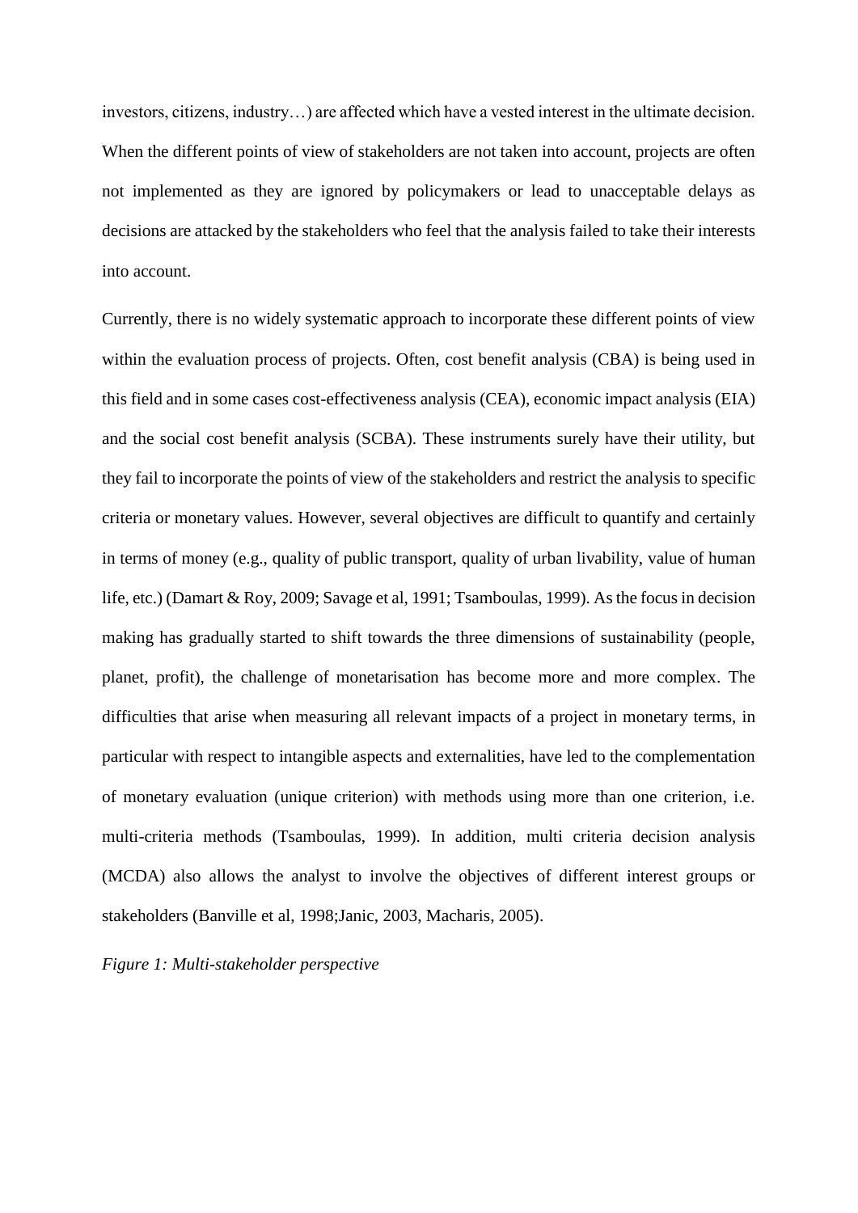investors, citizens, industry…) are affected which have a vested interest in the ultimate decision. When the different points of view of stakeholders are not taken into account, projects are often not implemented as they are ignored by policymakers or lead to unacceptable delays as decisions are attacked by the stakeholders who feel that the analysis failed to take their interests into account.

Currently, there is no widely systematic approach to incorporate these different points of view within the evaluation process of projects. Often, cost benefit analysis (CBA) is being used in this field and in some cases cost-effectiveness analysis (CEA), economic impact analysis (EIA) and the social cost benefit analysis (SCBA). These instruments surely have their utility, but they fail to incorporate the points of view of the stakeholders and restrict the analysis to specific criteria or monetary values. However, several objectives are difficult to quantify and certainly in terms of money (e.g., quality of public transport, quality of urban livability, value of human life, etc.) (Damart & Roy, 2009; Savage et al, 1991; Tsamboulas, 1999). As the focus in decision making has gradually started to shift towards the three dimensions of sustainability (people, planet, profit), the challenge of monetarisation has become more and more complex. The difficulties that arise when measuring all relevant impacts of a project in monetary terms, in particular with respect to intangible aspects and externalities, have led to the complementation of monetary evaluation (unique criterion) with methods using more than one criterion, i.e. multi-criteria methods (Tsamboulas, 1999). In addition, multi criteria decision analysis (MCDA) also allows the analyst to involve the objectives of different interest groups or stakeholders (Banville et al, 1998;Janic, 2003, Macharis, 2005).

*Figure 1: Multi-stakeholder perspective*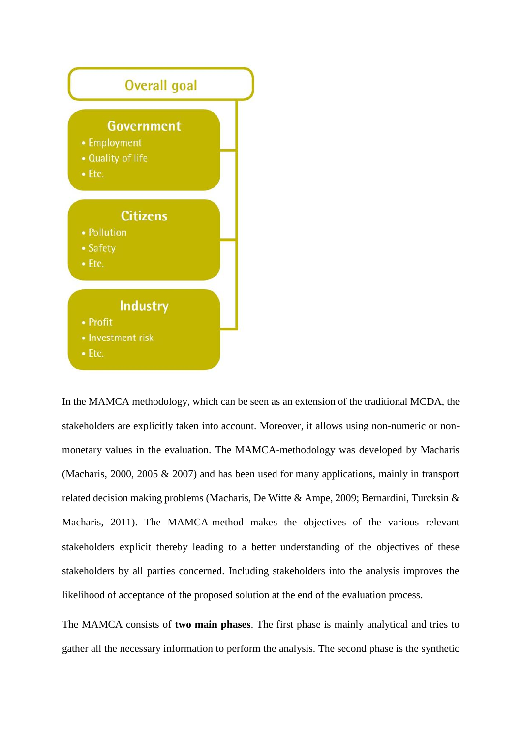Overall goal

**Government**
- Employment
- Quality of life
- Etc.

**Citizens**
- Pollution
- Safety
- Etc.

**Industry**
- Profit
- Investment risk
- Etc.

In the MAMCA methodology, which can be seen as an extension of the traditional MCDA, the stakeholders are explicitly taken into account. Moreover, it allows using non-numeric or non-monetary values in the evaluation. The MAMCA-methodology was developed by Macharis (Macharis, 2000, 2005 & 2007) and has been used for many applications, mainly in transport related decision making problems (Macharis, De Witte & Ampe, 2009; Bernardini, Turcksin & Macharis, 2011). The MAMCA-method makes the objectives of the various relevant stakeholders explicit thereby leading to a better understanding of the objectives of these stakeholders by all parties concerned. Including stakeholders into the analysis improves the likelihood of acceptance of the proposed solution at the end of the evaluation process.

The MAMCA consists of **two main phases**. The first phase is mainly analytical and tries to gather all the necessary information to perform the analysis. The second phase is the synthetic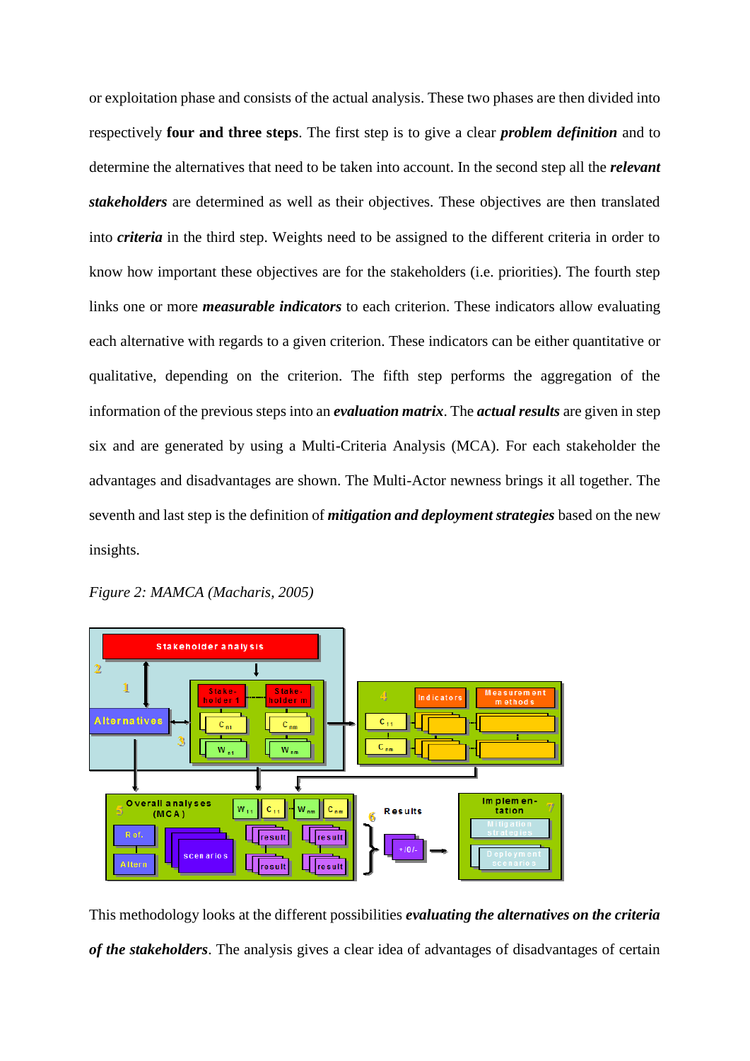or exploitation phase and consists of the actual analysis. These two phases are then divided into respectively **four and three steps**. The first step is to give a clear ***problem definition*** and to determine the alternatives that need to be taken into account. In the second step all the ***relevant stakeholders*** are determined as well as their objectives. These objectives are then translated into ***criteria*** in the third step. Weights need to be assigned to the different criteria in order to know how important these objectives are for the stakeholders (i.e. priorities). The fourth step links one or more ***measurable indicators*** to each criterion. These indicators allow evaluating each alternative with regards to a given criterion. These indicators can be either quantitative or qualitative, depending on the criterion. The fifth step performs the aggregation of the information of the previous steps into an ***evaluation matrix***. The ***actual results*** are given in step six and are generated by using a Multi-Criteria Analysis (MCA). For each stakeholder the advantages and disadvantages are shown. The Multi-Actor newness brings it all together. The seventh and last step is the definition of ***mitigation and deployment strategies*** based on the new insights.

*Figure 2: MAMCA (Macharis, 2005)*

This methodology looks at the different possibilities ***evaluating the alternatives on the criteria of the stakeholders***. The analysis gives a clear idea of advantages of disadvantages of certain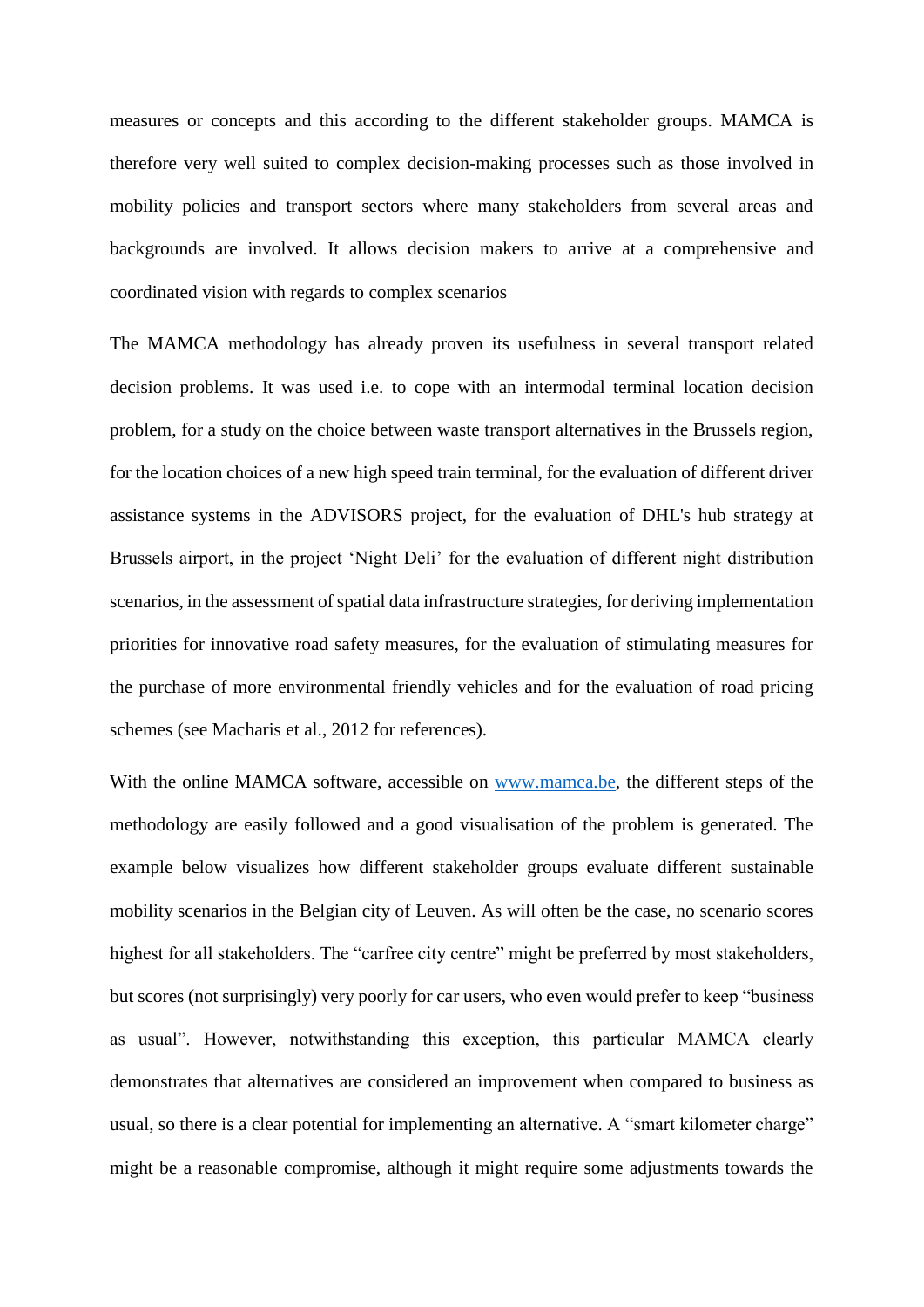measures or concepts and this according to the different stakeholder groups. MAMCA is therefore very well suited to complex decision-making processes such as those involved in mobility policies and transport sectors where many stakeholders from several areas and backgrounds are involved. It allows decision makers to arrive at a comprehensive and coordinated vision with regards to complex scenarios

The MAMCA methodology has already proven its usefulness in several transport related decision problems. It was used i.e. to cope with an intermodal terminal location decision problem, for a study on the choice between waste transport alternatives in the Brussels region, for the location choices of a new high speed train terminal, for the evaluation of different driver assistance systems in the ADVISORS project, for the evaluation of DHL's hub strategy at Brussels airport, in the project 'Night Deli' for the evaluation of different night distribution scenarios, in the assessment of spatial data infrastructure strategies, for deriving implementation priorities for innovative road safety measures, for the evaluation of stimulating measures for the purchase of more environmental friendly vehicles and for the evaluation of road pricing schemes (see Macharis et al., 2012 for references).

With the online MAMCA software, accessible on www.mamca.be, the different steps of the methodology are easily followed and a good visualisation of the problem is generated. The example below visualizes how different stakeholder groups evaluate different sustainable mobility scenarios in the Belgian city of Leuven. As will often be the case, no scenario scores highest for all stakeholders. The "carfree city centre" might be preferred by most stakeholders, but scores (not surprisingly) very poorly for car users, who even would prefer to keep "business as usual". However, notwithstanding this exception, this particular MAMCA clearly demonstrates that alternatives are considered an improvement when compared to business as usual, so there is a clear potential for implementing an alternative. A "smart kilometer charge" might be a reasonable compromise, although it might require some adjustments towards the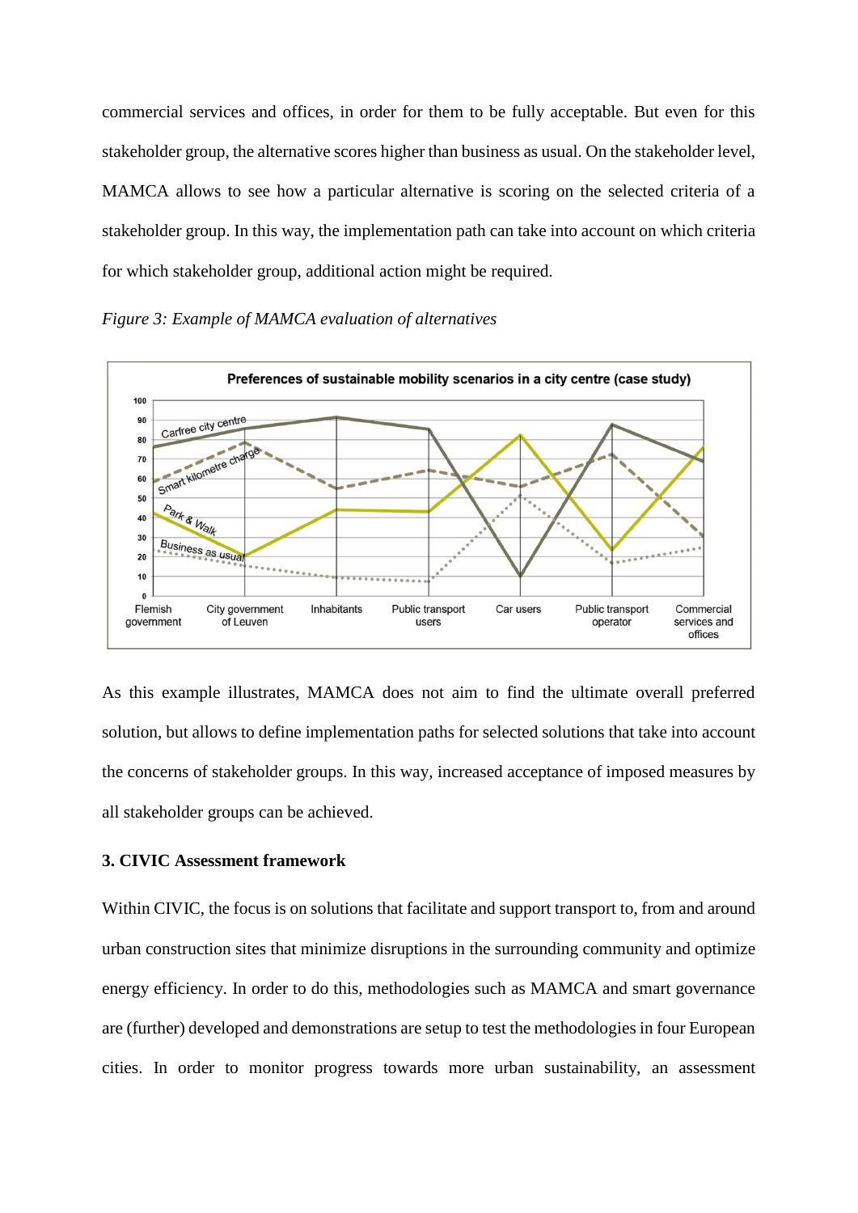commercial services and offices, in order for them to be fully acceptable. But even for this stakeholder group, the alternative scores higher than business as usual. On the stakeholder level, MAMCA allows to see how a particular alternative is scoring on the selected criteria of a stakeholder group. In this way, the implementation path can take into account on which criteria for which stakeholder group, additional action might be required.

*Figure 3: Example of MAMCA evaluation of alternatives*

As this example illustrates, MAMCA does not aim to find the ultimate overall preferred solution, but allows to define implementation paths for selected solutions that take into account the concerns of stakeholder groups. In this way, increased acceptance of imposed measures by all stakeholder groups can be achieved.

### 3. CIVIC Assessment framework

Within CIVIC, the focus is on solutions that facilitate and support transport to, from and around urban construction sites that minimize disruptions in the surrounding community and optimize energy efficiency. In order to do this, methodologies such as MAMCA and smart governance are (further) developed and demonstrations are setup to test the methodologies in four European cities. In order to monitor progress towards more urban sustainability, an assessment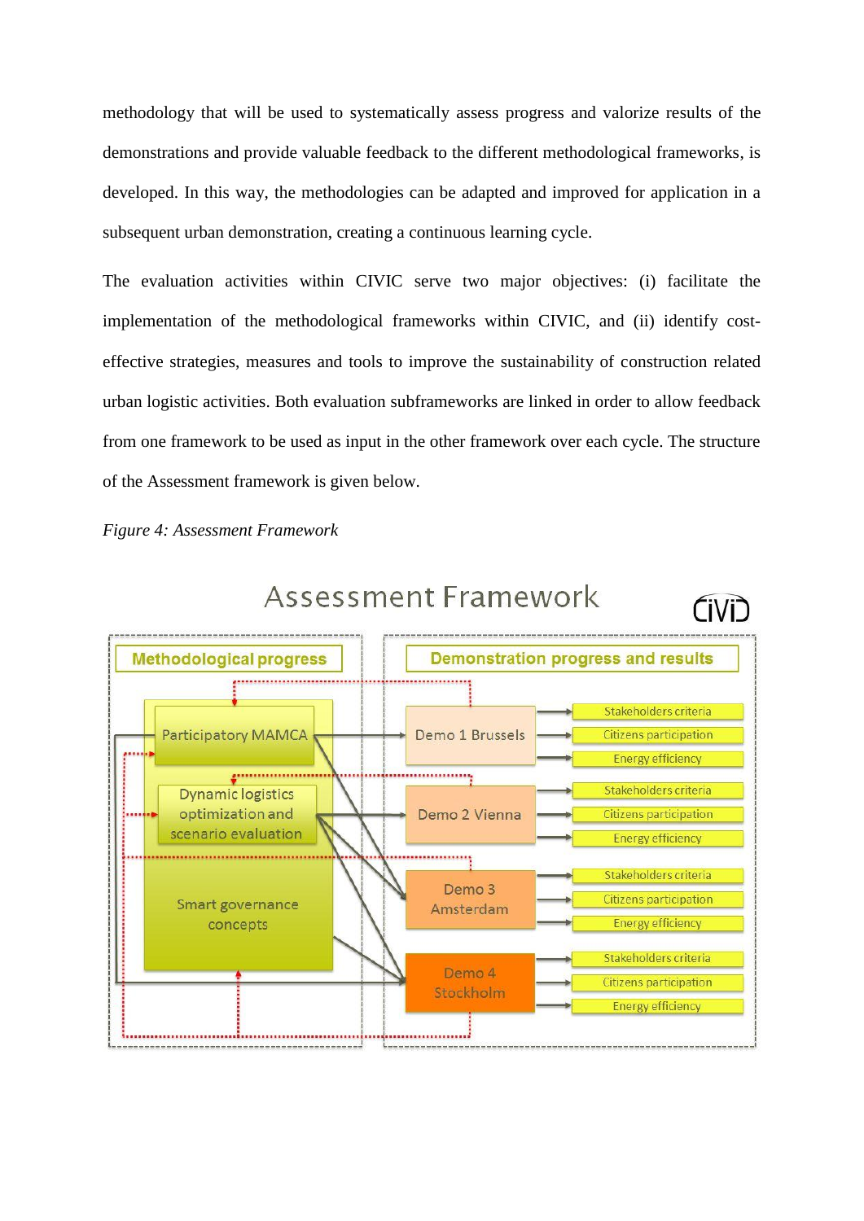methodology that will be used to systematically assess progress and valorize results of the demonstrations and provide valuable feedback to the different methodological frameworks, is developed. In this way, the methodologies can be adapted and improved for application in a subsequent urban demonstration, creating a continuous learning cycle.

The evaluation activities within CIVIC serve two major objectives: (i) facilitate the implementation of the methodological frameworks within CIVIC, and (ii) identify cost-effective strategies, measures and tools to improve the sustainability of construction related urban logistic activities. Both evaluation subframeworks are linked in order to allow feedback from one framework to be used as input in the other framework over each cycle. The structure of the Assessment framework is given below.

*Figure 4: Assessment Framework*

Assessment Framework

CIVIC

Methodological progress

Demonstration progress and results

Participatory MAMCA

Dynamic logistics optimization and scenario evaluation

Smart governance concepts

Demo 1 Brussels

Demo 2 Vienna

Demo 3 Amsterdam

Demo 4 Stockholm

Stakeholders criteria

Citizens participation

Energy efficiency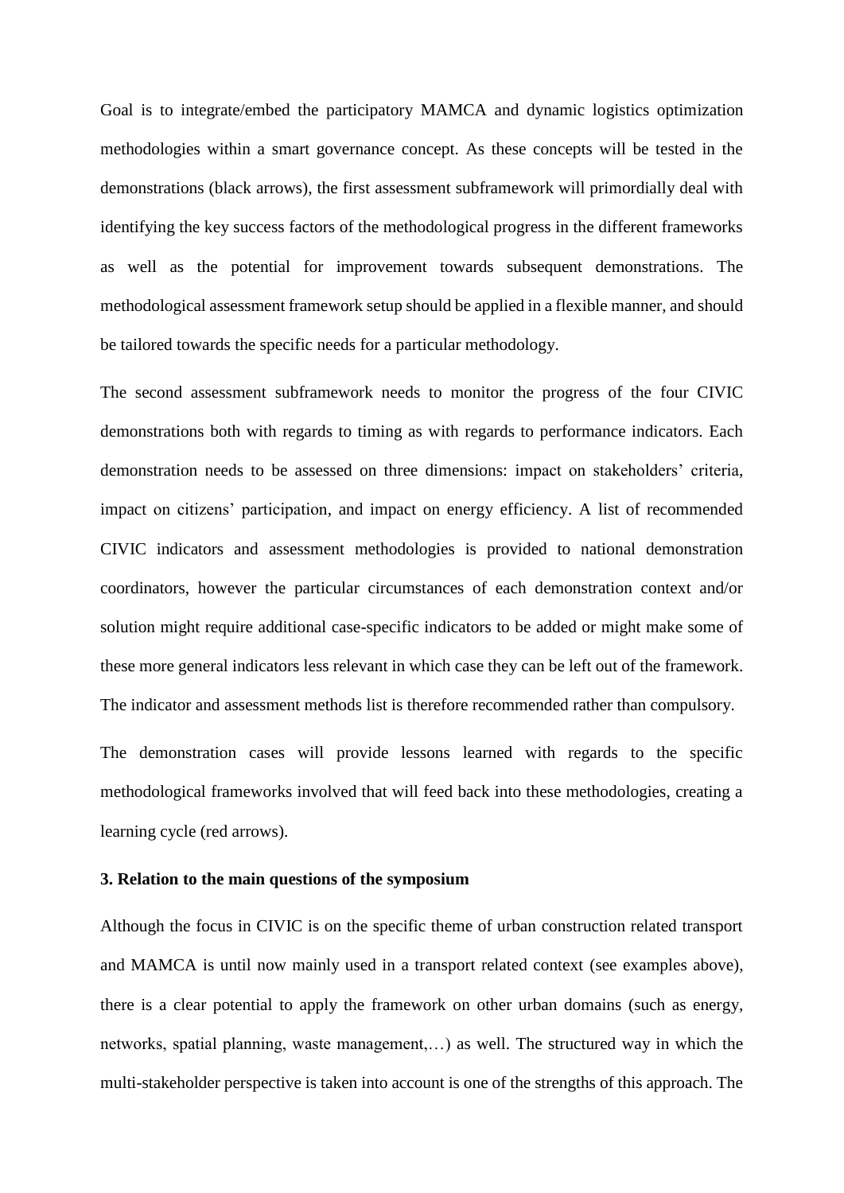Goal is to integrate/embed the participatory MAMCA and dynamic logistics optimization methodologies within a smart governance concept. As these concepts will be tested in the demonstrations (black arrows), the first assessment subframework will primordially deal with identifying the key success factors of the methodological progress in the different frameworks as well as the potential for improvement towards subsequent demonstrations. The methodological assessment framework setup should be applied in a flexible manner, and should be tailored towards the specific needs for a particular methodology.

The second assessment subframework needs to monitor the progress of the four CIVIC demonstrations both with regards to timing as with regards to performance indicators. Each demonstration needs to be assessed on three dimensions: impact on stakeholders' criteria, impact on citizens' participation, and impact on energy efficiency. A list of recommended CIVIC indicators and assessment methodologies is provided to national demonstration coordinators, however the particular circumstances of each demonstration context and/or solution might require additional case-specific indicators to be added or might make some of these more general indicators less relevant in which case they can be left out of the framework. The indicator and assessment methods list is therefore recommended rather than compulsory.

The demonstration cases will provide lessons learned with regards to the specific methodological frameworks involved that will feed back into these methodologies, creating a learning cycle (red arrows).

### 3. Relation to the main questions of the symposium

Although the focus in CIVIC is on the specific theme of urban construction related transport and MAMCA is until now mainly used in a transport related context (see examples above), there is a clear potential to apply the framework on other urban domains (such as energy, networks, spatial planning, waste management,…) as well. The structured way in which the multi-stakeholder perspective is taken into account is one of the strengths of this approach. The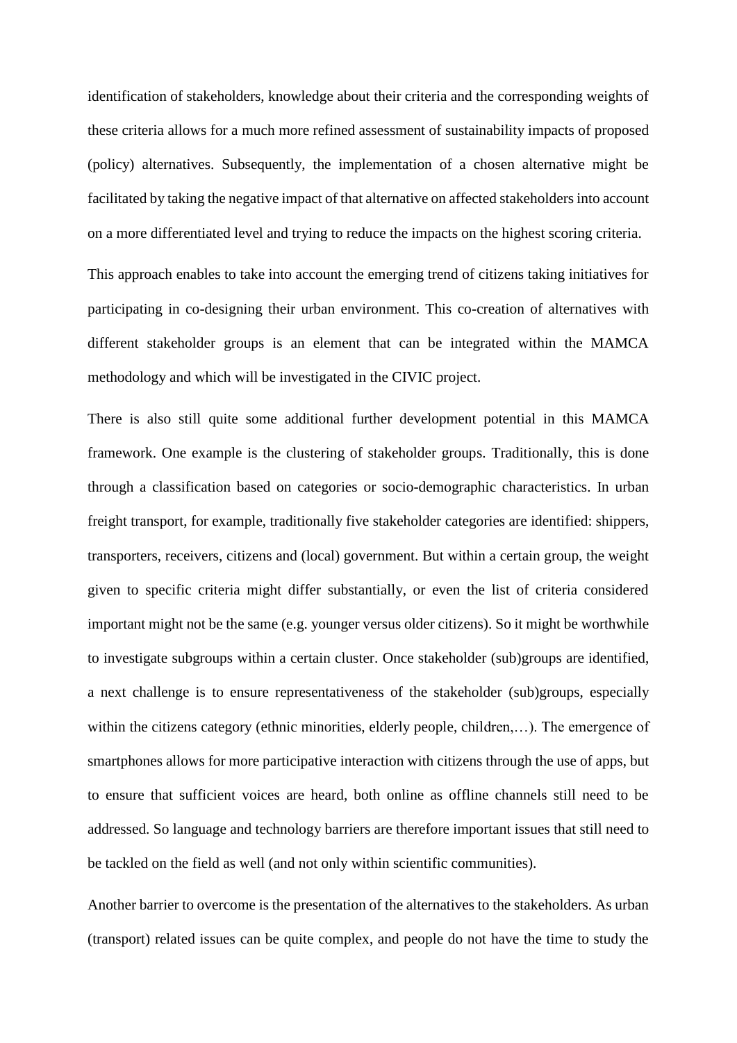identification of stakeholders, knowledge about their criteria and the corresponding weights of these criteria allows for a much more refined assessment of sustainability impacts of proposed (policy) alternatives. Subsequently, the implementation of a chosen alternative might be facilitated by taking the negative impact of that alternative on affected stakeholders into account on a more differentiated level and trying to reduce the impacts on the highest scoring criteria.

This approach enables to take into account the emerging trend of citizens taking initiatives for participating in co-designing their urban environment. This co-creation of alternatives with different stakeholder groups is an element that can be integrated within the MAMCA methodology and which will be investigated in the CIVIC project.

There is also still quite some additional further development potential in this MAMCA framework. One example is the clustering of stakeholder groups. Traditionally, this is done through a classification based on categories or socio-demographic characteristics. In urban freight transport, for example, traditionally five stakeholder categories are identified: shippers, transporters, receivers, citizens and (local) government. But within a certain group, the weight given to specific criteria might differ substantially, or even the list of criteria considered important might not be the same (e.g. younger versus older citizens). So it might be worthwhile to investigate subgroups within a certain cluster. Once stakeholder (sub)groups are identified, a next challenge is to ensure representativeness of the stakeholder (sub)groups, especially within the citizens category (ethnic minorities, elderly people, children,…). The emergence of smartphones allows for more participative interaction with citizens through the use of apps, but to ensure that sufficient voices are heard, both online as offline channels still need to be addressed. So language and technology barriers are therefore important issues that still need to be tackled on the field as well (and not only within scientific communities).

Another barrier to overcome is the presentation of the alternatives to the stakeholders. As urban (transport) related issues can be quite complex, and people do not have the time to study the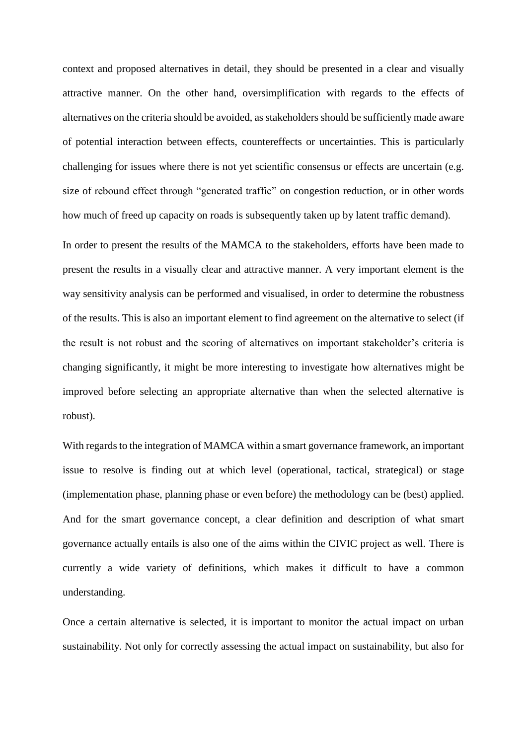context and proposed alternatives in detail, they should be presented in a clear and visually attractive manner. On the other hand, oversimplification with regards to the effects of alternatives on the criteria should be avoided, as stakeholders should be sufficiently made aware of potential interaction between effects, countereffects or uncertainties. This is particularly challenging for issues where there is not yet scientific consensus or effects are uncertain (e.g. size of rebound effect through "generated traffic" on congestion reduction, or in other words how much of freed up capacity on roads is subsequently taken up by latent traffic demand).

In order to present the results of the MAMCA to the stakeholders, efforts have been made to present the results in a visually clear and attractive manner. A very important element is the way sensitivity analysis can be performed and visualised, in order to determine the robustness of the results. This is also an important element to find agreement on the alternative to select (if the result is not robust and the scoring of alternatives on important stakeholder's criteria is changing significantly, it might be more interesting to investigate how alternatives might be improved before selecting an appropriate alternative than when the selected alternative is robust).

With regards to the integration of MAMCA within a smart governance framework, an important issue to resolve is finding out at which level (operational, tactical, strategical) or stage (implementation phase, planning phase or even before) the methodology can be (best) applied. And for the smart governance concept, a clear definition and description of what smart governance actually entails is also one of the aims within the CIVIC project as well. There is currently a wide variety of definitions, which makes it difficult to have a common understanding.

Once a certain alternative is selected, it is important to monitor the actual impact on urban sustainability. Not only for correctly assessing the actual impact on sustainability, but also for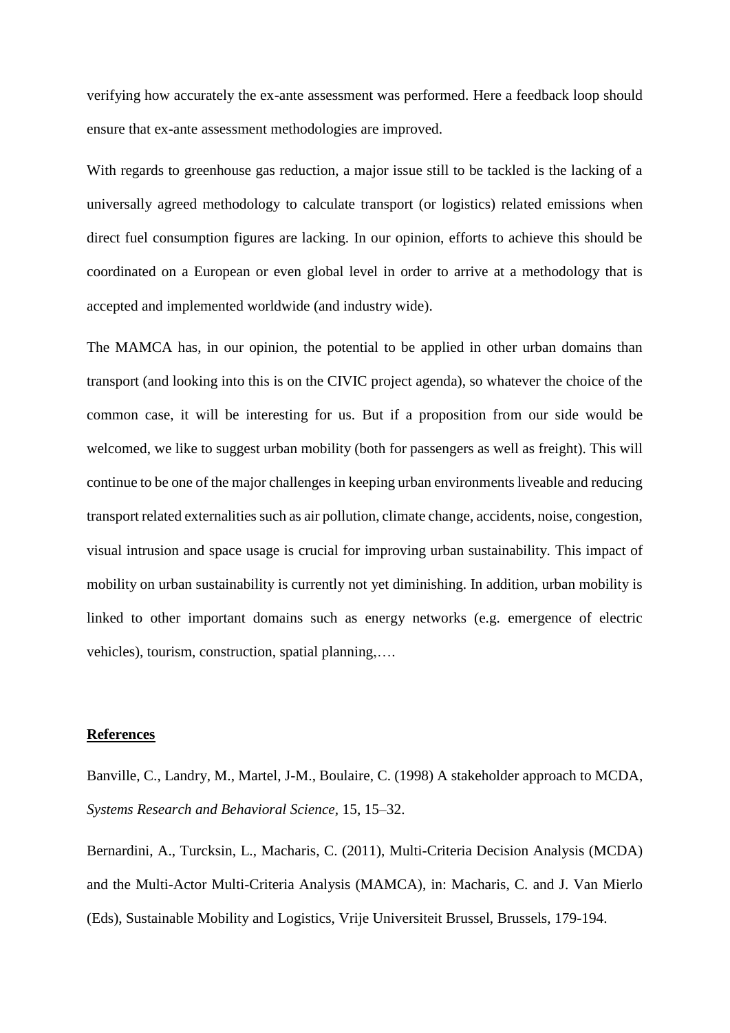verifying how accurately the ex-ante assessment was performed. Here a feedback loop should ensure that ex-ante assessment methodologies are improved.

With regards to greenhouse gas reduction, a major issue still to be tackled is the lacking of a universally agreed methodology to calculate transport (or logistics) related emissions when direct fuel consumption figures are lacking. In our opinion, efforts to achieve this should be coordinated on a European or even global level in order to arrive at a methodology that is accepted and implemented worldwide (and industry wide).

The MAMCA has, in our opinion, the potential to be applied in other urban domains than transport (and looking into this is on the CIVIC project agenda), so whatever the choice of the common case, it will be interesting for us. But if a proposition from our side would be welcomed, we like to suggest urban mobility (both for passengers as well as freight). This will continue to be one of the major challenges in keeping urban environments liveable and reducing transport related externalities such as air pollution, climate change, accidents, noise, congestion, visual intrusion and space usage is crucial for improving urban sustainability. This impact of mobility on urban sustainability is currently not yet diminishing. In addition, urban mobility is linked to other important domains such as energy networks (e.g. emergence of electric vehicles), tourism, construction, spatial planning,….

## **References**

Banville, C., Landry, M., Martel, J-M., Boulaire, C. (1998) A stakeholder approach to MCDA, *Systems Research and Behavioral Science*, 15, 15–32.

Bernardini, A., Turcksin, L., Macharis, C. (2011), Multi-Criteria Decision Analysis (MCDA) and the Multi-Actor Multi-Criteria Analysis (MAMCA), in: Macharis, C. and J. Van Mierlo (Eds), Sustainable Mobility and Logistics, Vrije Universiteit Brussel, Brussels, 179-194.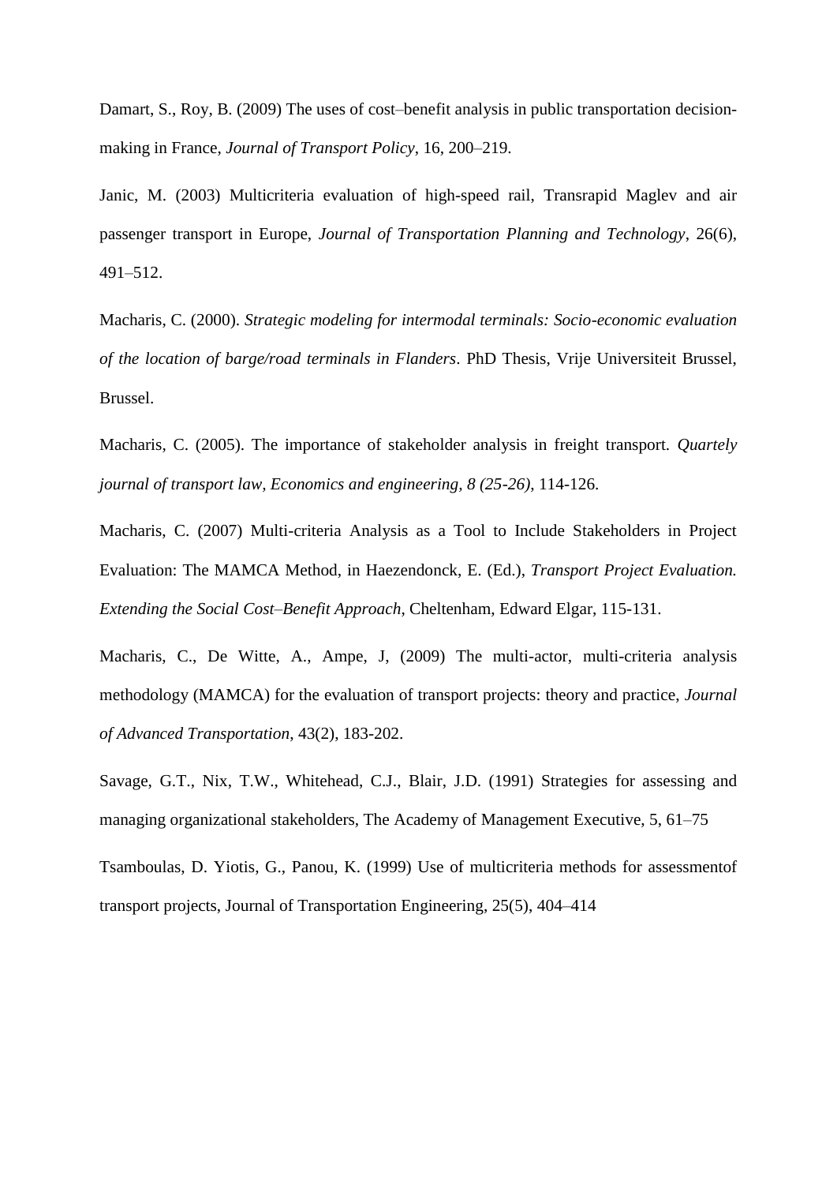Damart, S., Roy, B. (2009) The uses of cost–benefit analysis in public transportation decision-making in France, *Journal of Transport Policy*, 16, 200–219.

Janic, M. (2003) Multicriteria evaluation of high-speed rail, Transrapid Maglev and air passenger transport in Europe, *Journal of Transportation Planning and Technology*, 26(6), 491–512.

Macharis, C. (2000). *Strategic modeling for intermodal terminals: Socio-economic evaluation of the location of barge/road terminals in Flanders*. PhD Thesis, Vrije Universiteit Brussel, Brussel.

Macharis, C. (2005). The importance of stakeholder analysis in freight transport. *Quartely journal of transport law, Economics and engineering, 8 (25-26)*, 114-126.

Macharis, C. (2007) Multi-criteria Analysis as a Tool to Include Stakeholders in Project Evaluation: The MAMCA Method, in Haezendonck, E. (Ed.), *Transport Project Evaluation. Extending the Social Cost–Benefit Approach*, Cheltenham, Edward Elgar, 115-131.

Macharis, C., De Witte, A., Ampe, J, (2009) The multi-actor, multi-criteria analysis methodology (MAMCA) for the evaluation of transport projects: theory and practice, *Journal of Advanced Transportation*, 43(2), 183-202.

Savage, G.T., Nix, T.W., Whitehead, C.J., Blair, J.D. (1991) Strategies for assessing and managing organizational stakeholders, The Academy of Management Executive, 5, 61–75

Tsamboulas, D. Yiotis, G., Panou, K. (1999) Use of multicriteria methods for assessmentof transport projects, Journal of Transportation Engineering, 25(5), 404–414